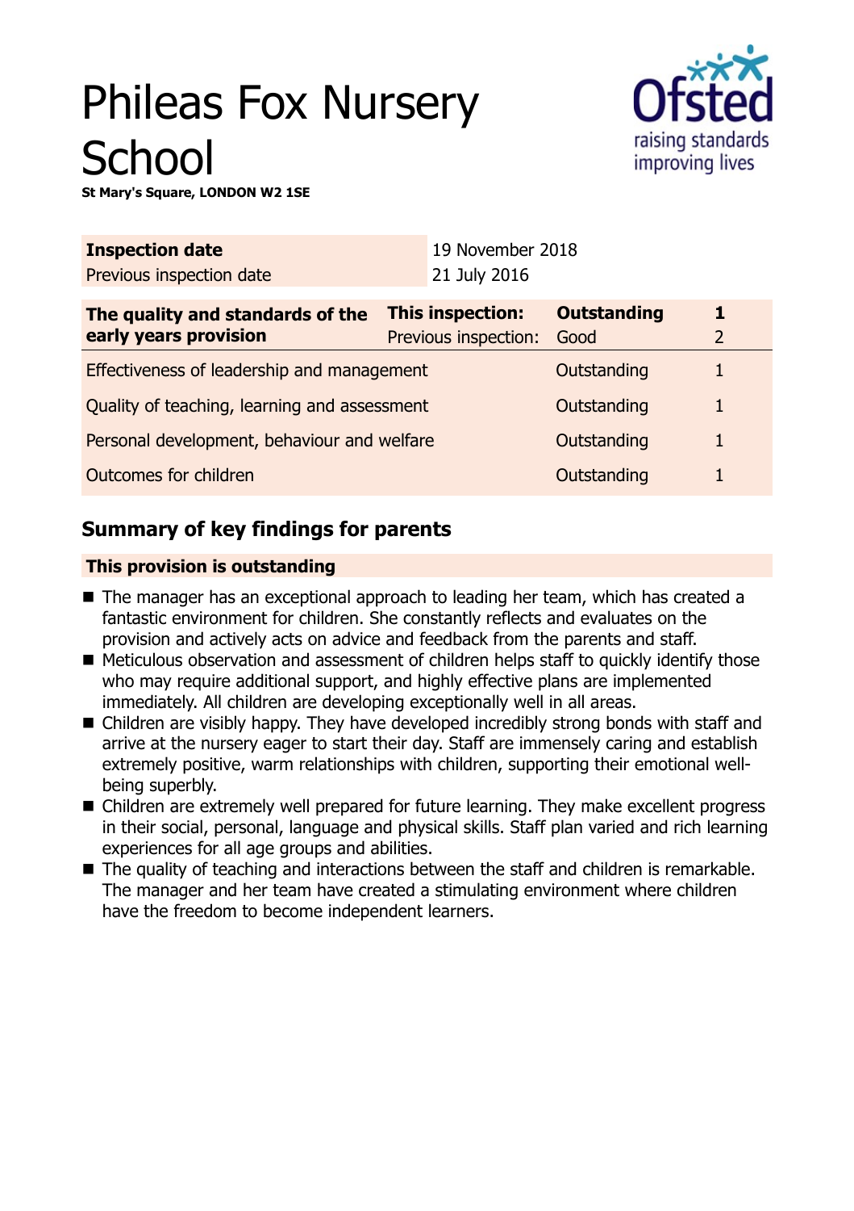# Phileas Fox Nursery School

**St Mary's Square, LONDON W2 1SE**

| **Inspection date** | 19 November 2018 |
| --- | --- |
| Previous inspection date | 21 July 2016 |

| **The quality and standards of the early years provision** | **This inspection:** | **Outstanding** | **1** |
| --- | --- | --- | --- |
| | Previous inspection: | Good | 2 |
| Effectiveness of leadership and management | | Outstanding | 1 |
| Quality of teaching, learning and assessment | | Outstanding | 1 |
| Personal development, behaviour and welfare | | Outstanding | 1 |
| Outcomes for children | | Outstanding | 1 |

## Summary of key findings for parents

**This provision is outstanding**

- The manager has an exceptional approach to leading her team, which has created a fantastic environment for children. She constantly reflects and evaluates on the provision and actively acts on advice and feedback from the parents and staff.
- Meticulous observation and assessment of children helps staff to quickly identify those who may require additional support, and highly effective plans are implemented immediately. All children are developing exceptionally well in all areas.
- Children are visibly happy. They have developed incredibly strong bonds with staff and arrive at the nursery eager to start their day. Staff are immensely caring and establish extremely positive, warm relationships with children, supporting their emotional well-being superbly.
- Children are extremely well prepared for future learning. They make excellent progress in their social, personal, language and physical skills. Staff plan varied and rich learning experiences for all age groups and abilities.
- The quality of teaching and interactions between the staff and children is remarkable. The manager and her team have created a stimulating environment where children have the freedom to become independent learners.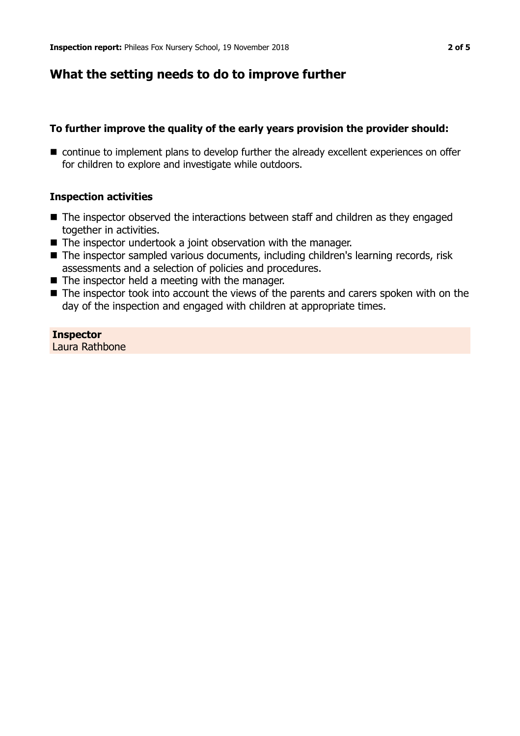## What the setting needs to do to improve further

### To further improve the quality of the early years provision the provider should:

- continue to implement plans to develop further the already excellent experiences on offer for children to explore and investigate while outdoors.

### Inspection activities

- The inspector observed the interactions between staff and children as they engaged together in activities.
- The inspector undertook a joint observation with the manager.
- The inspector sampled various documents, including children's learning records, risk assessments and a selection of policies and procedures.
- The inspector held a meeting with the manager.
- The inspector took into account the views of the parents and carers spoken with on the day of the inspection and engaged with children at appropriate times.

**Inspector**
Laura Rathbone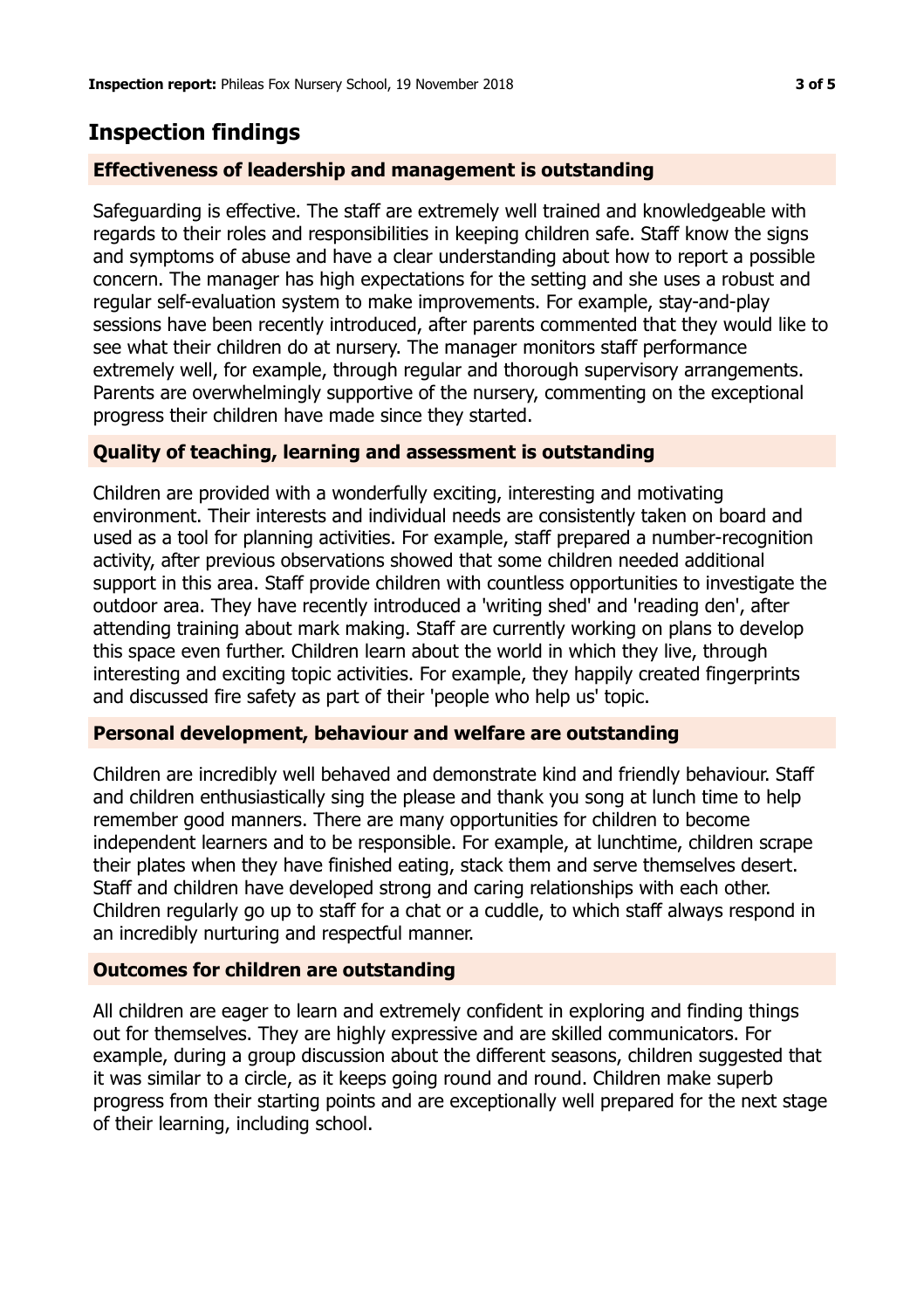## Inspection findings

### Effectiveness of leadership and management is outstanding

Safeguarding is effective. The staff are extremely well trained and knowledgeable with regards to their roles and responsibilities in keeping children safe. Staff know the signs and symptoms of abuse and have a clear understanding about how to report a possible concern. The manager has high expectations for the setting and she uses a robust and regular self-evaluation system to make improvements. For example, stay-and-play sessions have been recently introduced, after parents commented that they would like to see what their children do at nursery. The manager monitors staff performance extremely well, for example, through regular and thorough supervisory arrangements. Parents are overwhelmingly supportive of the nursery, commenting on the exceptional progress their children have made since they started.

### Quality of teaching, learning and assessment is outstanding

Children are provided with a wonderfully exciting, interesting and motivating environment. Their interests and individual needs are consistently taken on board and used as a tool for planning activities. For example, staff prepared a number-recognition activity, after previous observations showed that some children needed additional support in this area. Staff provide children with countless opportunities to investigate the outdoor area. They have recently introduced a 'writing shed' and 'reading den', after attending training about mark making. Staff are currently working on plans to develop this space even further. Children learn about the world in which they live, through interesting and exciting topic activities. For example, they happily created fingerprints and discussed fire safety as part of their 'people who help us' topic.

### Personal development, behaviour and welfare are outstanding

Children are incredibly well behaved and demonstrate kind and friendly behaviour. Staff and children enthusiastically sing the please and thank you song at lunch time to help remember good manners. There are many opportunities for children to become independent learners and to be responsible. For example, at lunchtime, children scrape their plates when they have finished eating, stack them and serve themselves desert. Staff and children have developed strong and caring relationships with each other. Children regularly go up to staff for a chat or a cuddle, to which staff always respond in an incredibly nurturing and respectful manner.

### Outcomes for children are outstanding

All children are eager to learn and extremely confident in exploring and finding things out for themselves. They are highly expressive and are skilled communicators. For example, during a group discussion about the different seasons, children suggested that it was similar to a circle, as it keeps going round and round. Children make superb progress from their starting points and are exceptionally well prepared for the next stage of their learning, including school.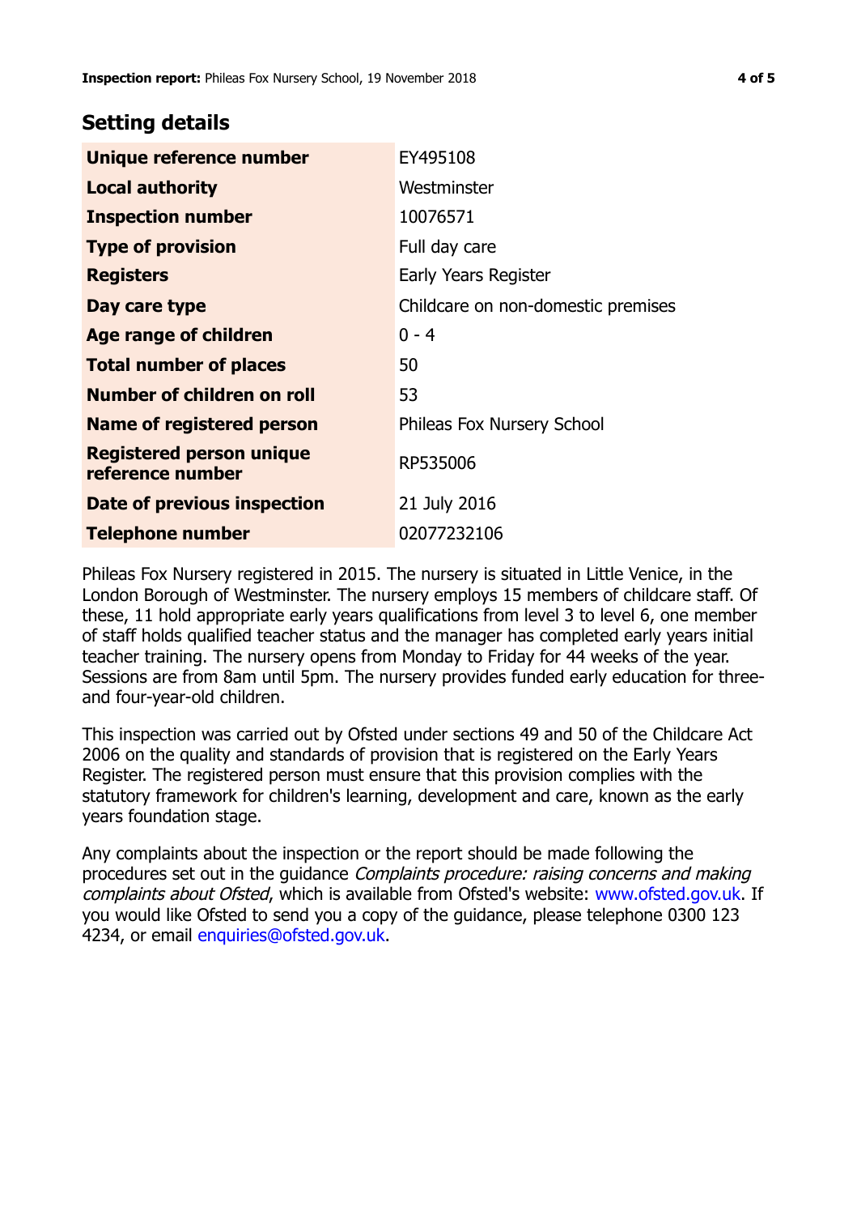## Setting details

| | |
|---|---|
| **Unique reference number** | EY495108 |
| **Local authority** | Westminster |
| **Inspection number** | 10076571 |
| **Type of provision** | Full day care |
| **Registers** | Early Years Register |
| **Day care type** | Childcare on non-domestic premises |
| **Age range of children** | 0 - 4 |
| **Total number of places** | 50 |
| **Number of children on roll** | 53 |
| **Name of registered person** | Phileas Fox Nursery School |
| **Registered person unique reference number** | RP535006 |
| **Date of previous inspection** | 21 July 2016 |
| **Telephone number** | 02077232106 |

Phileas Fox Nursery registered in 2015. The nursery is situated in Little Venice, in the London Borough of Westminster. The nursery employs 15 members of childcare staff. Of these, 11 hold appropriate early years qualifications from level 3 to level 6, one member of staff holds qualified teacher status and the manager has completed early years initial teacher training. The nursery opens from Monday to Friday for 44 weeks of the year. Sessions are from 8am until 5pm. The nursery provides funded early education for three- and four-year-old children.

This inspection was carried out by Ofsted under sections 49 and 50 of the Childcare Act 2006 on the quality and standards of provision that is registered on the Early Years Register. The registered person must ensure that this provision complies with the statutory framework for children's learning, development and care, known as the early years foundation stage.

Any complaints about the inspection or the report should be made following the procedures set out in the guidance *Complaints procedure: raising concerns and making complaints about Ofsted*, which is available from Ofsted's website: www.ofsted.gov.uk. If you would like Ofsted to send you a copy of the guidance, please telephone 0300 123 4234, or email enquiries@ofsted.gov.uk.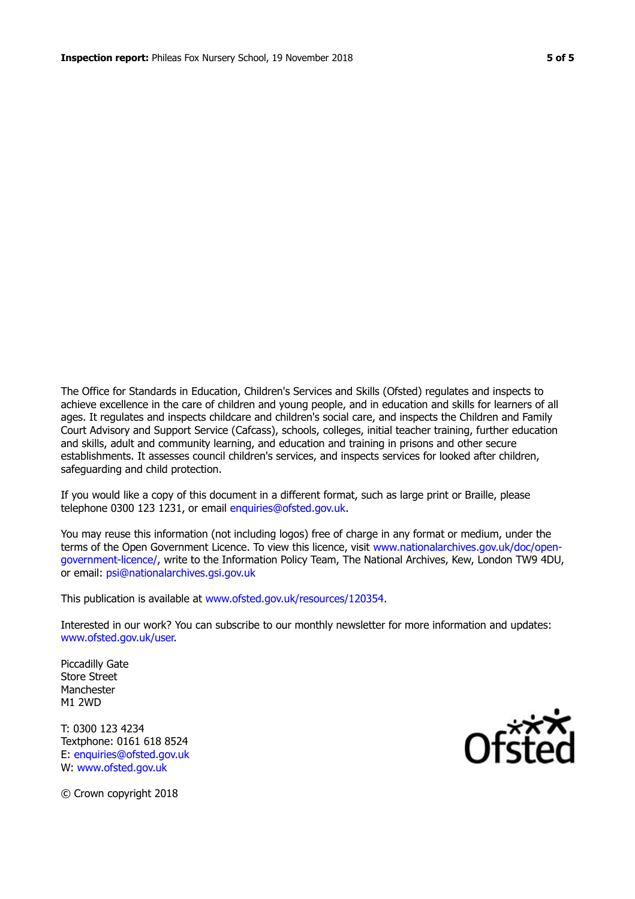The Office for Standards in Education, Children's Services and Skills (Ofsted) regulates and inspects to achieve excellence in the care of children and young people, and in education and skills for learners of all ages. It regulates and inspects childcare and children's social care, and inspects the Children and Family Court Advisory and Support Service (Cafcass), schools, colleges, initial teacher training, further education and skills, adult and community learning, and education and training in prisons and other secure establishments. It assesses council children's services, and inspects services for looked after children, safeguarding and child protection.

If you would like a copy of this document in a different format, such as large print or Braille, please telephone 0300 123 1231, or email enquiries@ofsted.gov.uk.

You may reuse this information (not including logos) free of charge in any format or medium, under the terms of the Open Government Licence. To view this licence, visit www.nationalarchives.gov.uk/doc/open-government-licence/, write to the Information Policy Team, The National Archives, Kew, London TW9 4DU, or email: psi@nationalarchives.gsi.gov.uk

This publication is available at www.ofsted.gov.uk/resources/120354.

Interested in our work? You can subscribe to our monthly newsletter for more information and updates: www.ofsted.gov.uk/user.

Piccadilly Gate
Store Street
Manchester
M1 2WD

T: 0300 123 4234
Textphone: 0161 618 8524
E: enquiries@ofsted.gov.uk
W: www.ofsted.gov.uk

© Crown copyright 2018